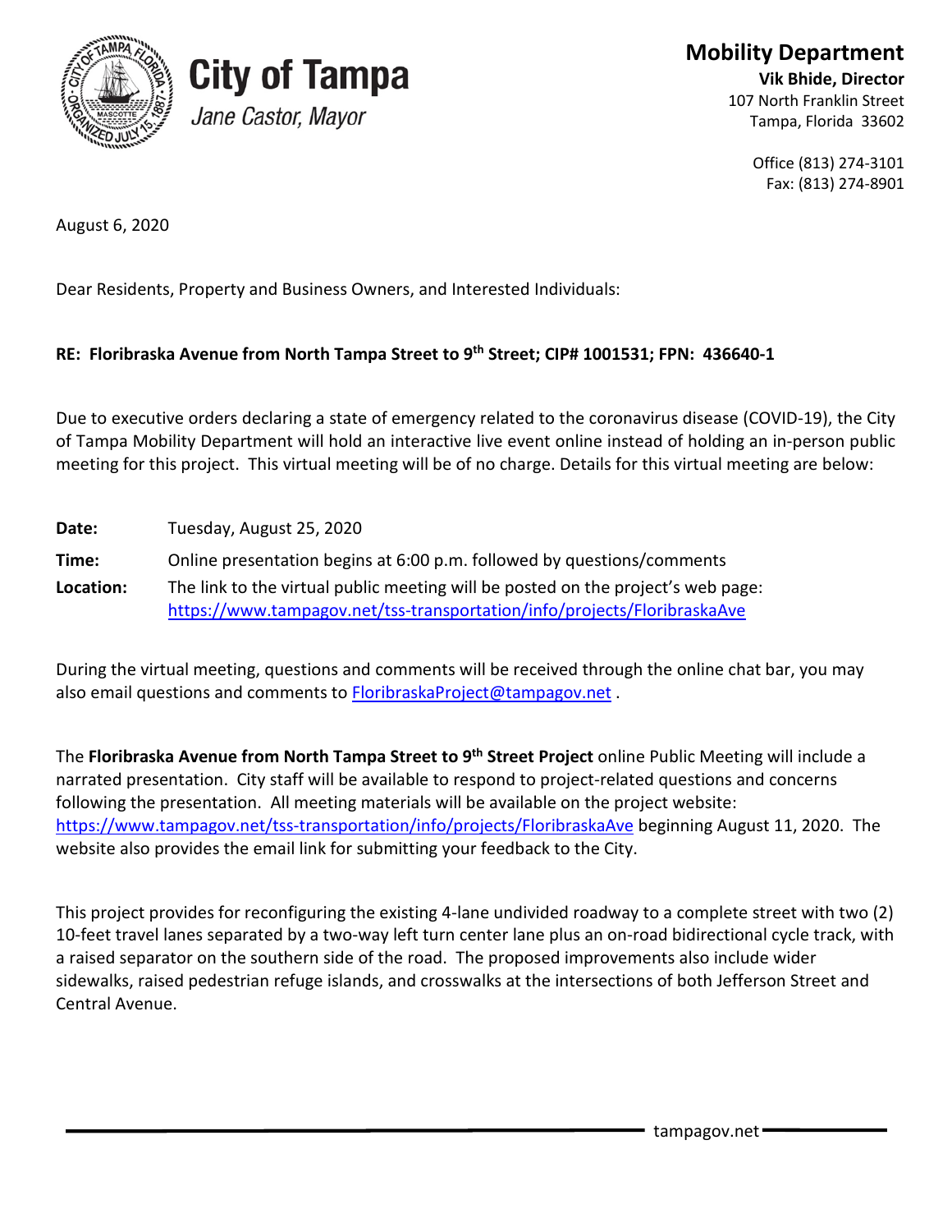# City of Tampa

*Jane Castor, Mayor*

**Mobility Department**

**Vik Bhide, Director**
107 North Franklin Street
Tampa, Florida 33602

Office (813) 274-3101
Fax: (813) 274-8901

August 6, 2020

Dear Residents, Property and Business Owners, and Interested Individuals:

**RE: Floribraska Avenue from North Tampa Street to 9th Street; CIP# 1001531; FPN: 436640-1**

Due to executive orders declaring a state of emergency related to the coronavirus disease (COVID-19), the City of Tampa Mobility Department will hold an interactive live event online instead of holding an in-person public meeting for this project. This virtual meeting will be of no charge. Details for this virtual meeting are below:

**Date:** Tuesday, August 25, 2020

**Time:** Online presentation begins at 6:00 p.m. followed by questions/comments

**Location:** The link to the virtual public meeting will be posted on the project's web page: https://www.tampagov.net/tss-transportation/info/projects/FloribraskaAve

During the virtual meeting, questions and comments will be received through the online chat bar, you may also email questions and comments to FloribraskaProject@tampagov.net .

The **Floribraska Avenue from North Tampa Street to 9th Street Project** online Public Meeting will include a narrated presentation. City staff will be available to respond to project-related questions and concerns following the presentation. All meeting materials will be available on the project website: https://www.tampagov.net/tss-transportation/info/projects/FloribraskaAve beginning August 11, 2020. The website also provides the email link for submitting your feedback to the City.

This project provides for reconfiguring the existing 4-lane undivided roadway to a complete street with two (2) 10-feet travel lanes separated by a two-way left turn center lane plus an on-road bidirectional cycle track, with a raised separator on the southern side of the road. The proposed improvements also include wider sidewalks, raised pedestrian refuge islands, and crosswalks at the intersections of both Jefferson Street and Central Avenue.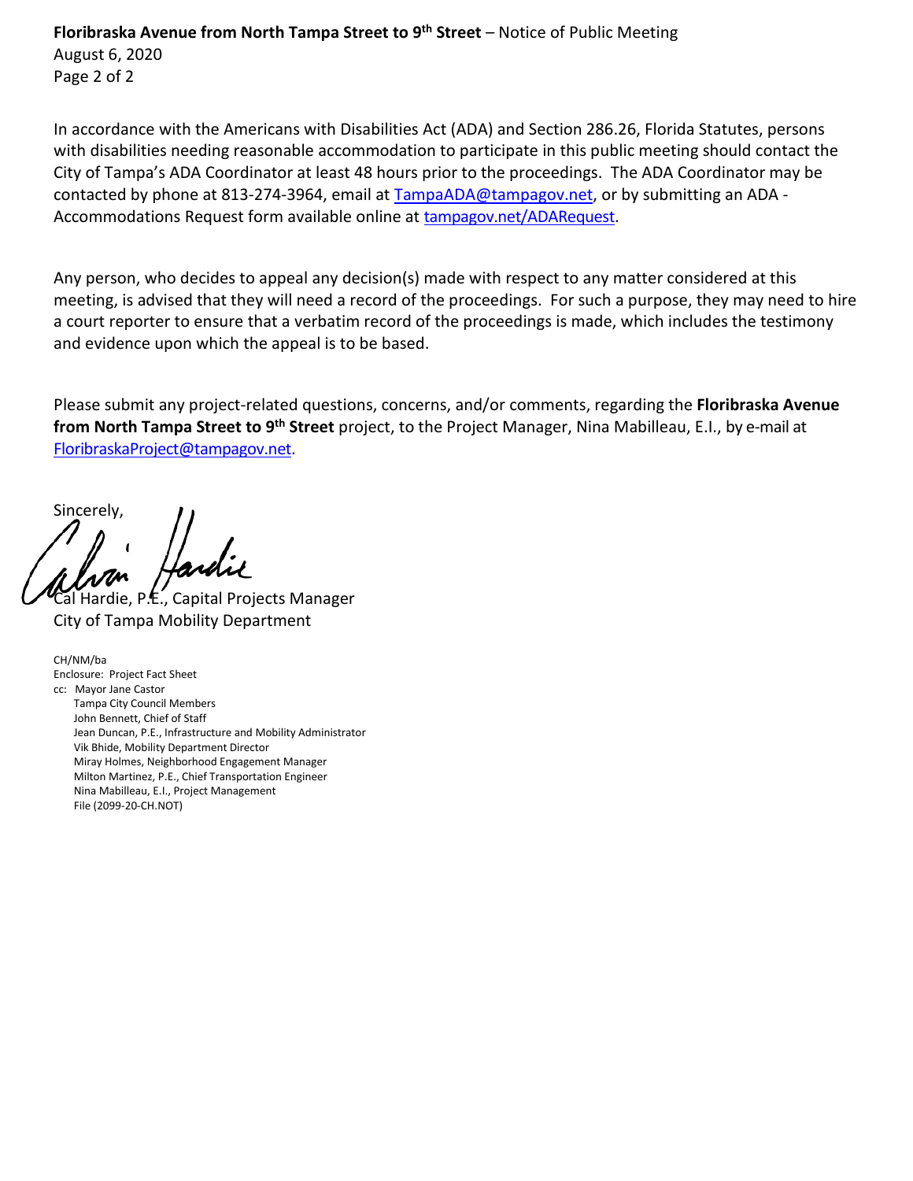In accordance with the Americans with Disabilities Act (ADA) and Section 286.26, Florida Statutes, persons with disabilities needing reasonable accommodation to participate in this public meeting should contact the City of Tampa's ADA Coordinator at least 48 hours prior to the proceedings. The ADA Coordinator may be contacted by phone at 813-274-3964, email at TampaADA@tampagov.net, or by submitting an ADA - Accommodations Request form available online at tampagov.net/ADARequest.

Any person, who decides to appeal any decision(s) made with respect to any matter considered at this meeting, is advised that they will need a record of the proceedings. For such a purpose, they may need to hire a court reporter to ensure that a verbatim record of the proceedings is made, which includes the testimony and evidence upon which the appeal is to be based.

Please submit any project-related questions, concerns, and/or comments, regarding the **Floribraska Avenue from North Tampa Street to 9th Street** project, to the Project Manager, Nina Mabilleau, E.I., by e-mail at FloribraskaProject@tampagov.net.

Sincerely,

Cal Hardie, P.E., Capital Projects Manager
City of Tampa Mobility Department

CH/NM/ba
Enclosure: Project Fact Sheet
cc: Mayor Jane Castor
Tampa City Council Members
John Bennett, Chief of Staff
Jean Duncan, P.E., Infrastructure and Mobility Administrator
Vik Bhide, Mobility Department Director
Miray Holmes, Neighborhood Engagement Manager
Milton Martinez, P.E., Chief Transportation Engineer
Nina Mabilleau, E.I., Project Management
File (2099-20-CH.NOT)